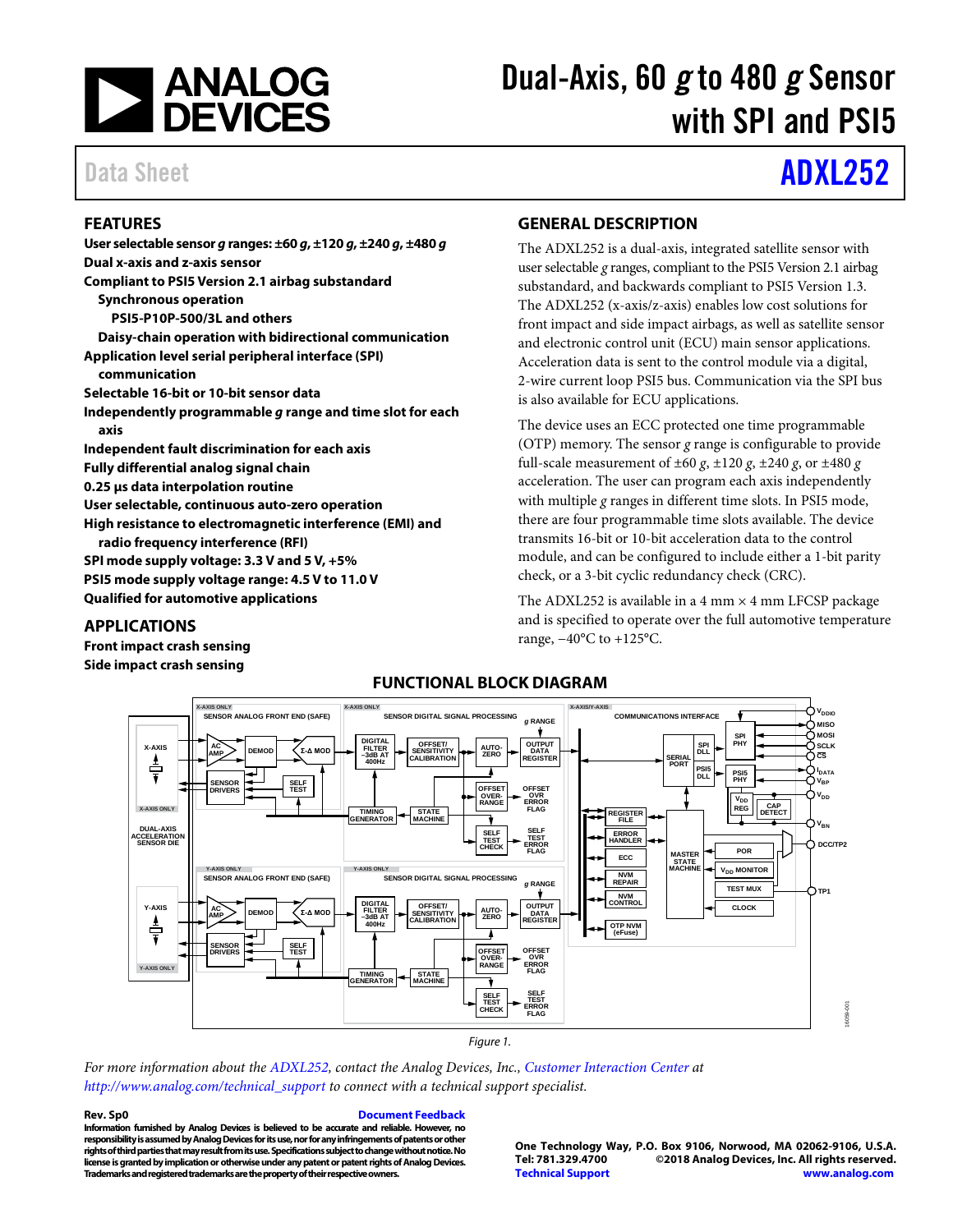# Dual-Axis, 60 *g* to 480 *g* Sensor with SPI and PSI5

Data Sheet **ADXL252**

## FEATURES

- **User selectable sensor *g* ranges: ±60 *g*, ±120 *g*, ±240 *g*, ±480 *g***
- **Dual x-axis and z-axis sensor**
- **Compliant to PSI5 Version 2.1 airbag substandard**
  - **Synchronous operation**
    - **PSI5-P10P-500/3L and others**
  - **Daisy-chain operation with bidirectional communication**
- **Application level serial peripheral interface (SPI) communication**
- **Selectable 16-bit or 10-bit sensor data**
- **Independently programmable *g* range and time slot for each axis**
- **Independent fault discrimination for each axis**
- **Fully differential analog signal chain**
- **0.25 µs data interpolation routine**
- **User selectable, continuous auto-zero operation**
- **High resistance to electromagnetic interference (EMI) and radio frequency interference (RFI)**
- **SPI mode supply voltage: 3.3 V and 5 V, +5%**
- **PSI5 mode supply voltage range: 4.5 V to 11.0 V**
- **Qualified for automotive applications**

## APPLICATIONS

- **Front impact crash sensing**
- **Side impact crash sensing**

## GENERAL DESCRIPTION

The ADXL252 is a dual-axis, integrated satellite sensor with user selectable *g* ranges, compliant to the PSI5 Version 2.1 airbag substandard, and backwards compliant to PSI5 Version 1.3. The ADXL252 (x-axis/z-axis) enables low cost solutions for front impact and side impact airbags, as well as satellite sensor and electronic control unit (ECU) main sensor applications. Acceleration data is sent to the control module via a digital, 2-wire current loop PSI5 bus. Communication via the SPI bus is also available for ECU applications.

The device uses an ECC protected one time programmable (OTP) memory. The sensor *g* range is configurable to provide full-scale measurement of ±60 *g*, ±120 *g*, ±240 *g*, or ±480 *g* acceleration. The user can program each axis independently with multiple *g* ranges in different time slots. In PSI5 mode, there are four programmable time slots available. The device transmits 16-bit or 10-bit acceleration data to the control module, and can be configured to include either a 1-bit parity check, or a 3-bit cyclic redundancy check (CRC).

The ADXL252 is available in a 4 mm × 4 mm LFCSP package and is specified to operate over the full automotive temperature range, −40°C to +125°C.

## FUNCTIONAL BLOCK DIAGRAM

Figure 1.

*For more information about the ADXL252, contact the Analog Devices, Inc., Customer Interaction Center at http://www.analog.com/technical_support to connect with a technical support specialist.*

**Rev. Sp0** Document Feedback

**Information furnished by Analog Devices is believed to be accurate and reliable. However, no responsibility is assumed by Analog Devices for its use, nor for any infringements of patents or other rights of third parties that may result from its use. Specifications subject to change without notice. No license is granted by implication or otherwise under any patent or patent rights of Analog Devices. Trademarks and registered trademarks are the property of their respective owners.**

**One Technology Way, P.O. Box 9106, Norwood, MA 02062-9106, U.S.A.**
**Tel: 781.329.4700 ©2018 Analog Devices, Inc. All rights reserved.**
**Technical Support www.analog.com**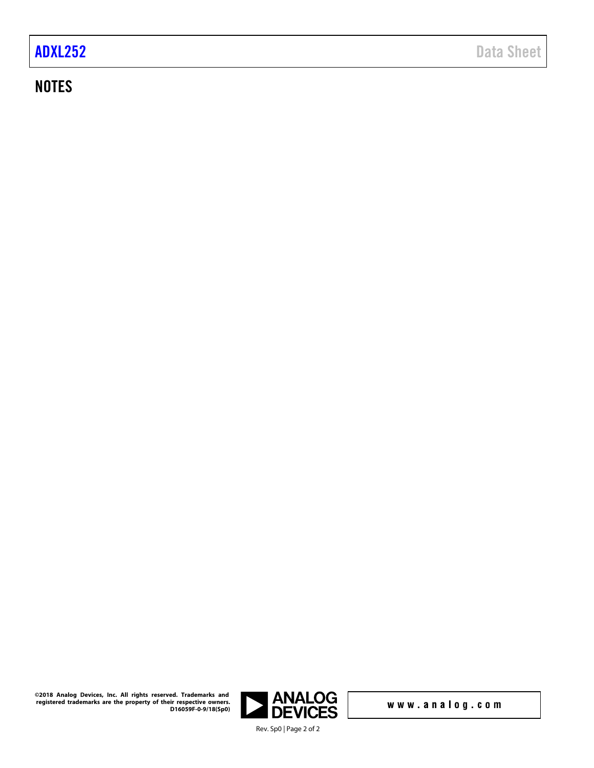## NOTES

©2018 Analog Devices, Inc. All rights reserved. Trademarks and registered trademarks are the property of their respective owners.
D16059F-0-9/18(Sp0)

www.analog.com